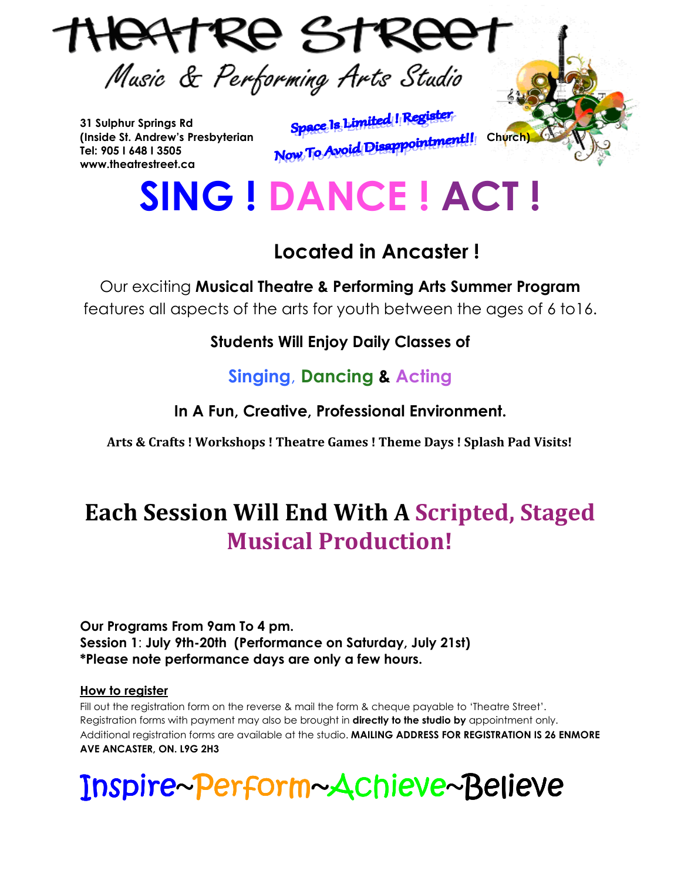# Theatre Street

## Music & Performing Arts Studio

**31 Sulphur Springs Rd**
**(Inside St. Andrew's Presbyterian Church)**
**Tel: 905 I 648 I 3505**
**www.theatrestreet.ca**

**Space Is Limited ! Register Now To Avoid Disappointment!!**

# SING ! DANCE ! ACT !

## Located in Ancaster !

Our exciting **Musical Theatre & Performing Arts Summer Program** features all aspects of the arts for youth between the ages of 6 to16.

**Students Will Enjoy Daily Classes of**

**Singing, Dancing & Acting**

**In A Fun, Creative, Professional Environment.**

**Arts & Crafts ! Workshops ! Theatre Games ! Theme Days ! Splash Pad Visits!**

## Each Session Will End With A Scripted, Staged Musical Production!

**Our Programs From 9am To 4 pm.**
**Session 1: July 9th-20th (Performance on Saturday, July 21st)**
**\*Please note performance days are only a few hours.**

**How to register**

Fill out the registration form on the reverse & mail the form & cheque payable to 'Theatre Street'. Registration forms with payment may also be brought in **directly to the studio by** appointment only. Additional registration forms are available at the studio. **MAILING ADDRESS FOR REGISTRATION IS 26 ENMORE AVE ANCASTER, ON. L9G 2H3**

# Inspire~Perform~Achieve~Believe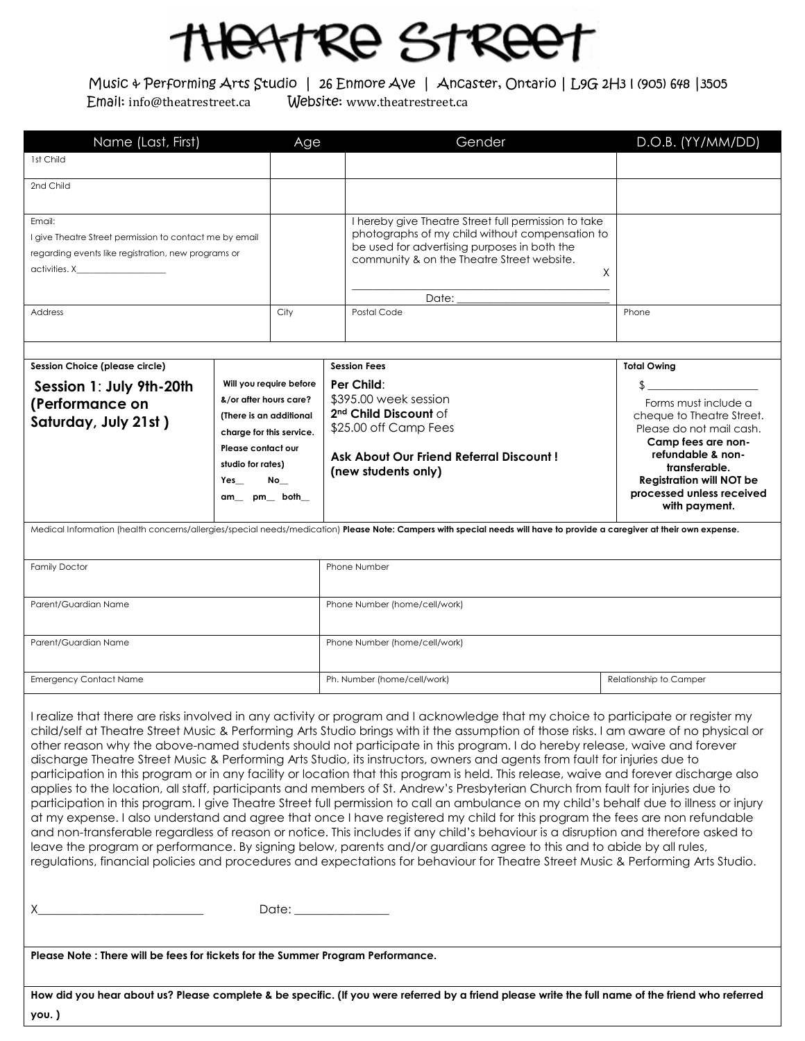# THEATRE STREET

Music & Performing Arts Studio | 26 Enmore Ave | Ancaster, Ontario | L9G 2H3 | (905) 648 |3505

Email: info@theatrestreet.ca Website: www.theatrestreet.ca

| Name (Last, First) | Age | Gender | D.O.B. (YY/MM/DD) |
|---|---|---|---|
| 1st Child | | | |
| 2nd Child | | | |
| Email: I give Theatre Street permission to contact me by email regarding events like registration, new programs or activities. X___________________ | | I hereby give Theatre Street full permission to take photographs of my child without compensation to be used for advertising purposes in both the community & on the Theatre Street website. X _______________ Date: _______________ | |
| Address | City | Postal Code | Phone |

| Session Choice (please circle) | | Session Fees | Total Owing |
|---|---|---|---|
| **Session 1**: **July 9th-20th (Performance on Saturday, July 21st )** | **Will you require before &/or after hours care? (There is an additional charge for this service. Please contact our studio for rates)** Yes__ No__ am__ pm__ both__ | **Per Child**: $395.00 week session **2nd Child Discount** of $25.00 off Camp Fees **Ask About Our Friend Referral Discount ! (new students only)** | $ ____________________ Forms must include a cheque to Theatre Street. Please do not mail cash. **Camp fees are non-refundable & non-transferable. Registration will NOT be processed unless received with payment.** |

Medical Information (health concerns/allergies/special needs/medication) **Please Note: Campers with special needs will have to provide a caregiver at their own expense.**

| | | |
|---|---|---|
| Family Doctor | Phone Number | |
| Parent/Guardian Name | Phone Number (home/cell/work) | |
| Parent/Guardian Name | Phone Number (home/cell/work) | |
| Emergency Contact Name | Ph. Number (home/cell/work) | Relationship to Camper |

I realize that there are risks involved in any activity or program and I acknowledge that my choice to participate or register my child/self at Theatre Street Music & Performing Arts Studio brings with it the assumption of those risks. I am aware of no physical or other reason why the above-named students should not participate in this program. I do hereby release, waive and forever discharge Theatre Street Music & Performing Arts Studio, its instructors, owners and agents from fault for injuries due to participation in this program or in any facility or location that this program is held. This release, waive and forever discharge also applies to the location, all staff, participants and members of St. Andrew's Presbyterian Church from fault for injuries due to participation in this program. I give Theatre Street full permission to call an ambulance on my child's behalf due to illness or injury at my expense. I also understand and agree that once I have registered my child for this program the fees are non refundable and non-transferable regardless of reason or notice. This includes if any child's behaviour is a disruption and therefore asked to leave the program or performance. By signing below, parents and/or guardians agree to this and to abide by all rules, regulations, financial policies and procedures and expectations for behaviour for Theatre Street Music & Performing Arts Studio.

X____________________________ Date: _______________

**Please Note : There will be fees for tickets for the Summer Program Performance.**

**How did you hear about us? Please complete & be specific. (If you were referred by a friend please write the full name of the friend who referred you. )**